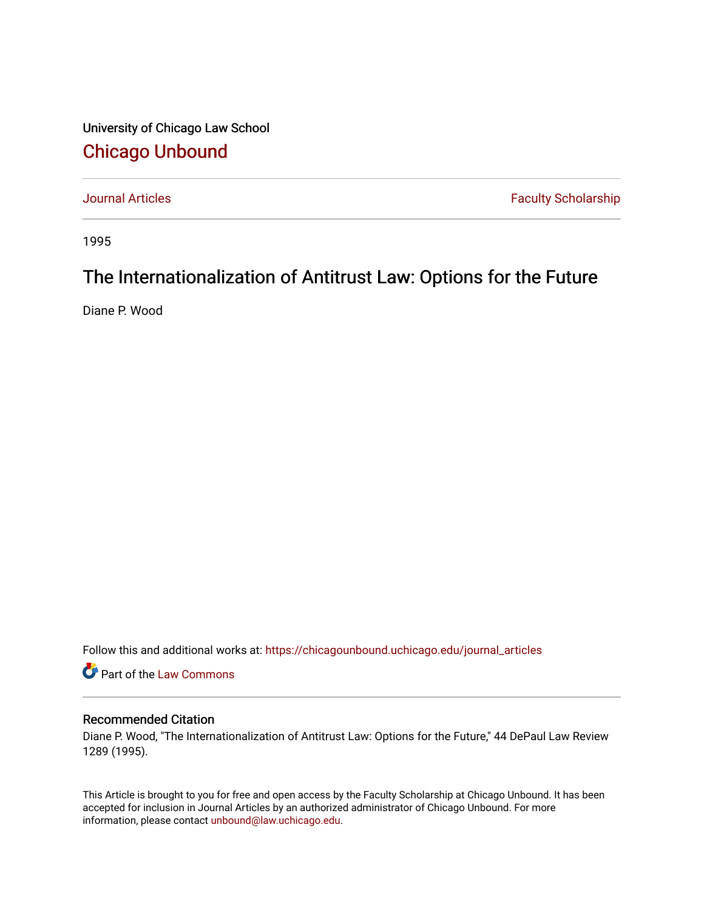University of Chicago Law School

# Chicago Unbound

Journal Articles | Faculty Scholarship

1995

## The Internationalization of Antitrust Law: Options for the Future

Diane P. Wood

Follow this and additional works at: https://chicagounbound.uchicago.edu/journal_articles

Part of the Law Commons

### Recommended Citation

Diane P. Wood, "The Internationalization of Antitrust Law: Options for the Future," 44 DePaul Law Review 1289 (1995).

This Article is brought to you for free and open access by the Faculty Scholarship at Chicago Unbound. It has been accepted for inclusion in Journal Articles by an authorized administrator of Chicago Unbound. For more information, please contact unbound@law.uchicago.edu.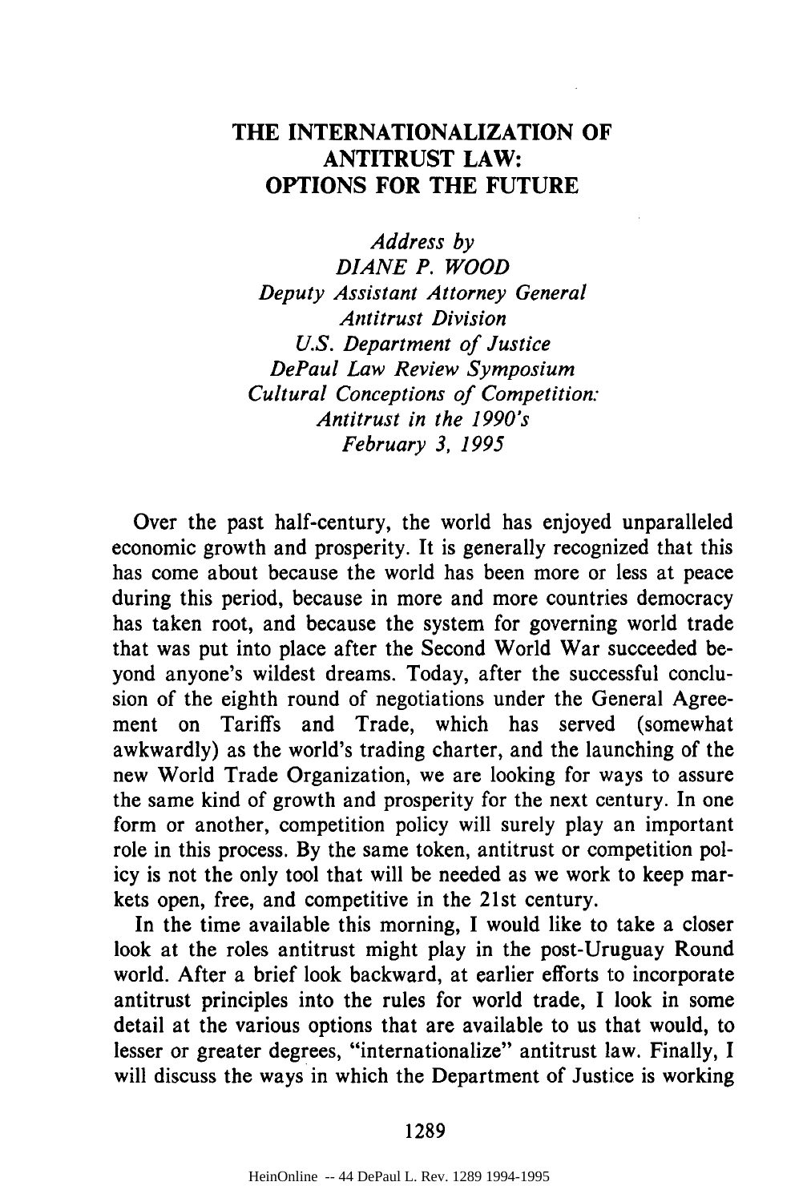# THE INTERNATIONALIZATION OF ANTITRUST LAW: OPTIONS FOR THE FUTURE

*Address by*
*DIANE P. WOOD*
*Deputy Assistant Attorney General*
*Antitrust Division*
*U.S. Department of Justice*
*DePaul Law Review Symposium*
*Cultural Conceptions of Competition: Antitrust in the 1990's*
*February 3, 1995*

Over the past half-century, the world has enjoyed unparalleled economic growth and prosperity. It is generally recognized that this has come about because the world has been more or less at peace during this period, because in more and more countries democracy has taken root, and because the system for governing world trade that was put into place after the Second World War succeeded beyond anyone's wildest dreams. Today, after the successful conclusion of the eighth round of negotiations under the General Agreement on Tariffs and Trade, which has served (somewhat awkwardly) as the world's trading charter, and the launching of the new World Trade Organization, we are looking for ways to assure the same kind of growth and prosperity for the next century. In one form or another, competition policy will surely play an important role in this process. By the same token, antitrust or competition policy is not the only tool that will be needed as we work to keep markets open, free, and competitive in the 21st century.

In the time available this morning, I would like to take a closer look at the roles antitrust might play in the post-Uruguay Round world. After a brief look backward, at earlier efforts to incorporate antitrust principles into the rules for world trade, I look in some detail at the various options that are available to us that would, to lesser or greater degrees, "internationalize" antitrust law. Finally, I will discuss the ways in which the Department of Justice is working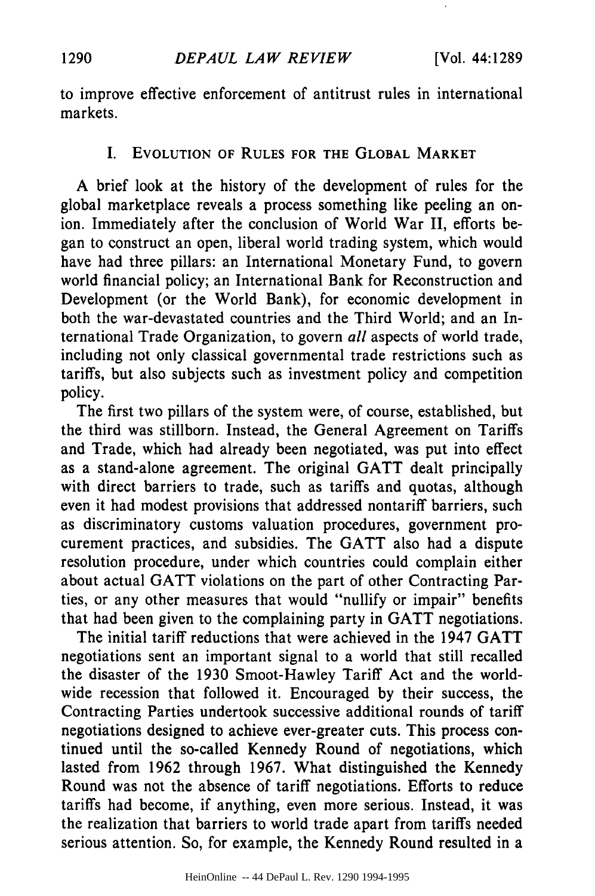to improve effective enforcement of antitrust rules in international markets.

## I. Evolution of Rules for the Global Market

A brief look at the history of the development of rules for the global marketplace reveals a process something like peeling an onion. Immediately after the conclusion of World War II, efforts began to construct an open, liberal world trading system, which would have had three pillars: an International Monetary Fund, to govern world financial policy; an International Bank for Reconstruction and Development (or the World Bank), for economic development in both the war-devastated countries and the Third World; and an International Trade Organization, to govern *all* aspects of world trade, including not only classical governmental trade restrictions such as tariffs, but also subjects such as investment policy and competition policy.

The first two pillars of the system were, of course, established, but the third was stillborn. Instead, the General Agreement on Tariffs and Trade, which had already been negotiated, was put into effect as a stand-alone agreement. The original GATT dealt principally with direct barriers to trade, such as tariffs and quotas, although even it had modest provisions that addressed nontariff barriers, such as discriminatory customs valuation procedures, government procurement practices, and subsidies. The GATT also had a dispute resolution procedure, under which countries could complain either about actual GATT violations on the part of other Contracting Parties, or any other measures that would "nullify or impair" benefits that had been given to the complaining party in GATT negotiations.

The initial tariff reductions that were achieved in the 1947 GATT negotiations sent an important signal to a world that still recalled the disaster of the 1930 Smoot-Hawley Tariff Act and the worldwide recession that followed it. Encouraged by their success, the Contracting Parties undertook successive additional rounds of tariff negotiations designed to achieve ever-greater cuts. This process continued until the so-called Kennedy Round of negotiations, which lasted from 1962 through 1967. What distinguished the Kennedy Round was not the absence of tariff negotiations. Efforts to reduce tariffs had become, if anything, even more serious. Instead, it was the realization that barriers to world trade apart from tariffs needed serious attention. So, for example, the Kennedy Round resulted in a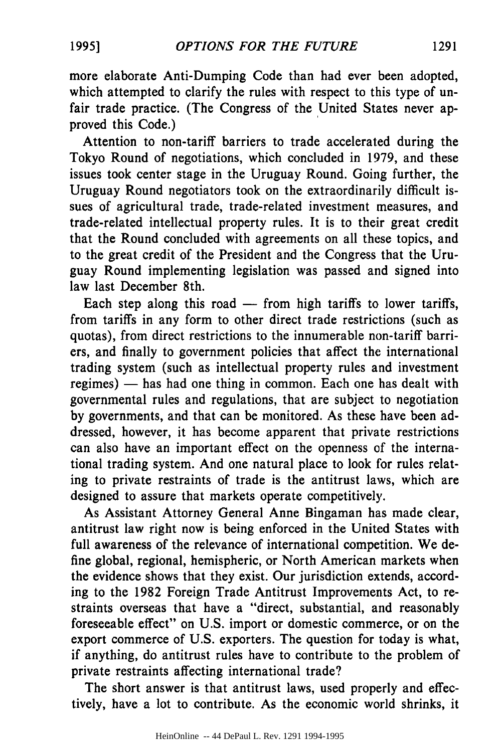more elaborate Anti-Dumping Code than had ever been adopted, which attempted to clarify the rules with respect to this type of unfair trade practice. (The Congress of the United States never approved this Code.)

Attention to non-tariff barriers to trade accelerated during the Tokyo Round of negotiations, which concluded in 1979, and these issues took center stage in the Uruguay Round. Going further, the Uruguay Round negotiators took on the extraordinarily difficult issues of agricultural trade, trade-related investment measures, and trade-related intellectual property rules. It is to their great credit that the Round concluded with agreements on all these topics, and to the great credit of the President and the Congress that the Uruguay Round implementing legislation was passed and signed into law last December 8th.

Each step along this road — from high tariffs to lower tariffs, from tariffs in any form to other direct trade restrictions (such as quotas), from direct restrictions to the innumerable non-tariff barriers, and finally to government policies that affect the international trading system (such as intellectual property rules and investment regimes) — has had one thing in common. Each one has dealt with governmental rules and regulations, that are subject to negotiation by governments, and that can be monitored. As these have been addressed, however, it has become apparent that private restrictions can also have an important effect on the openness of the international trading system. And one natural place to look for rules relating to private restraints of trade is the antitrust laws, which are designed to assure that markets operate competitively.

As Assistant Attorney General Anne Bingaman has made clear, antitrust law right now is being enforced in the United States with full awareness of the relevance of international competition. We define global, regional, hemispheric, or North American markets when the evidence shows that they exist. Our jurisdiction extends, according to the 1982 Foreign Trade Antitrust Improvements Act, to restraints overseas that have a "direct, substantial, and reasonably foreseeable effect" on U.S. import or domestic commerce, or on the export commerce of U.S. exporters. The question for today is what, if anything, do antitrust rules have to contribute to the problem of private restraints affecting international trade?

The short answer is that antitrust laws, used properly and effectively, have a lot to contribute. As the economic world shrinks, it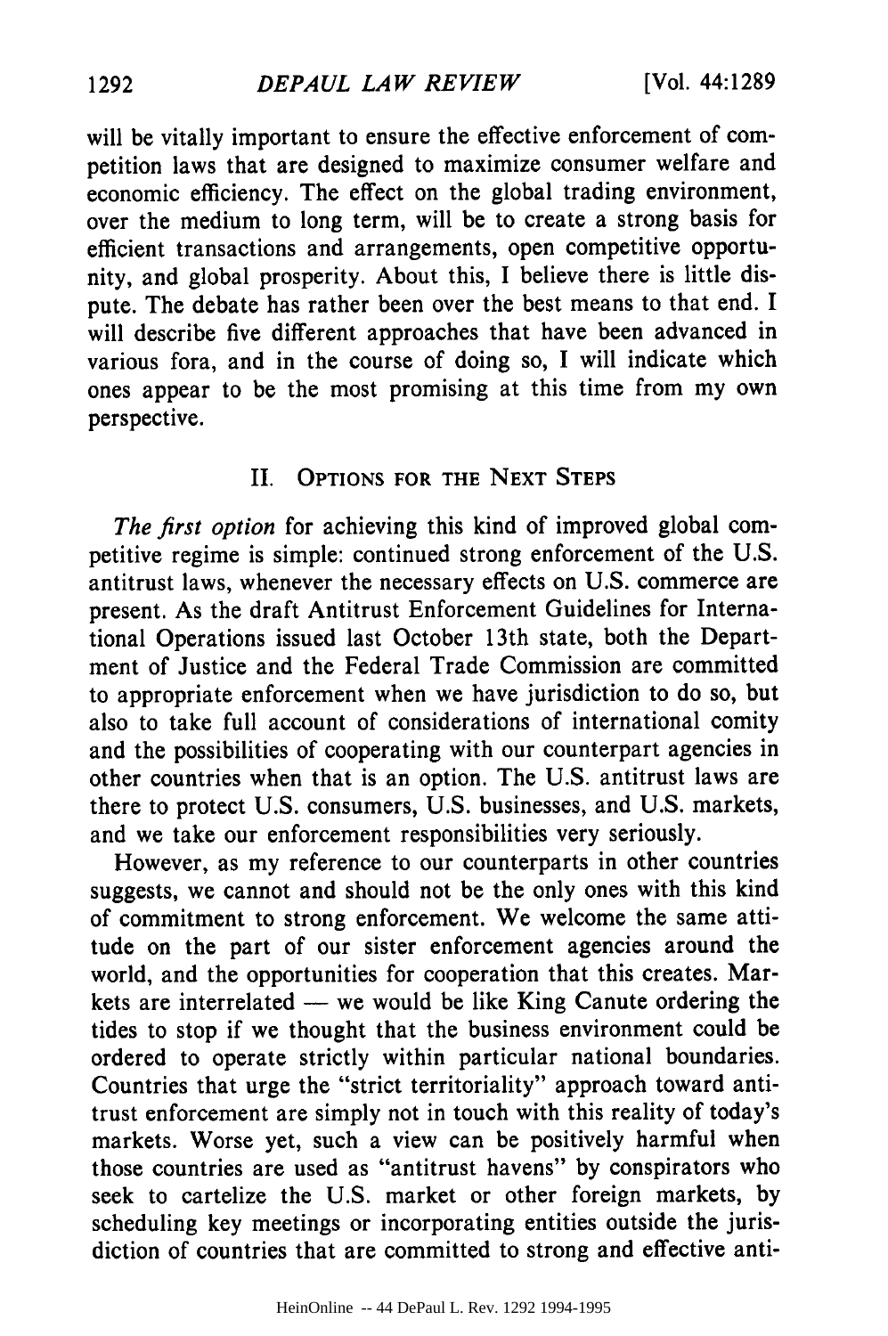will be vitally important to ensure the effective enforcement of competition laws that are designed to maximize consumer welfare and economic efficiency. The effect on the global trading environment, over the medium to long term, will be to create a strong basis for efficient transactions and arrangements, open competitive opportunity, and global prosperity. About this, I believe there is little dispute. The debate has rather been over the best means to that end. I will describe five different approaches that have been advanced in various fora, and in the course of doing so, I will indicate which ones appear to be the most promising at this time from my own perspective.

## II. Options for the Next Steps

*The first option* for achieving this kind of improved global competitive regime is simple: continued strong enforcement of the U.S. antitrust laws, whenever the necessary effects on U.S. commerce are present. As the draft Antitrust Enforcement Guidelines for International Operations issued last October 13th state, both the Department of Justice and the Federal Trade Commission are committed to appropriate enforcement when we have jurisdiction to do so, but also to take full account of considerations of international comity and the possibilities of cooperating with our counterpart agencies in other countries when that is an option. The U.S. antitrust laws are there to protect U.S. consumers, U.S. businesses, and U.S. markets, and we take our enforcement responsibilities very seriously.

However, as my reference to our counterparts in other countries suggests, we cannot and should not be the only ones with this kind of commitment to strong enforcement. We welcome the same attitude on the part of our sister enforcement agencies around the world, and the opportunities for cooperation that this creates. Markets are interrelated — we would be like King Canute ordering the tides to stop if we thought that the business environment could be ordered to operate strictly within particular national boundaries. Countries that urge the "strict territoriality" approach toward antitrust enforcement are simply not in touch with this reality of today's markets. Worse yet, such a view can be positively harmful when those countries are used as "antitrust havens" by conspirators who seek to cartelize the U.S. market or other foreign markets, by scheduling key meetings or incorporating entities outside the jurisdiction of countries that are committed to strong and effective anti-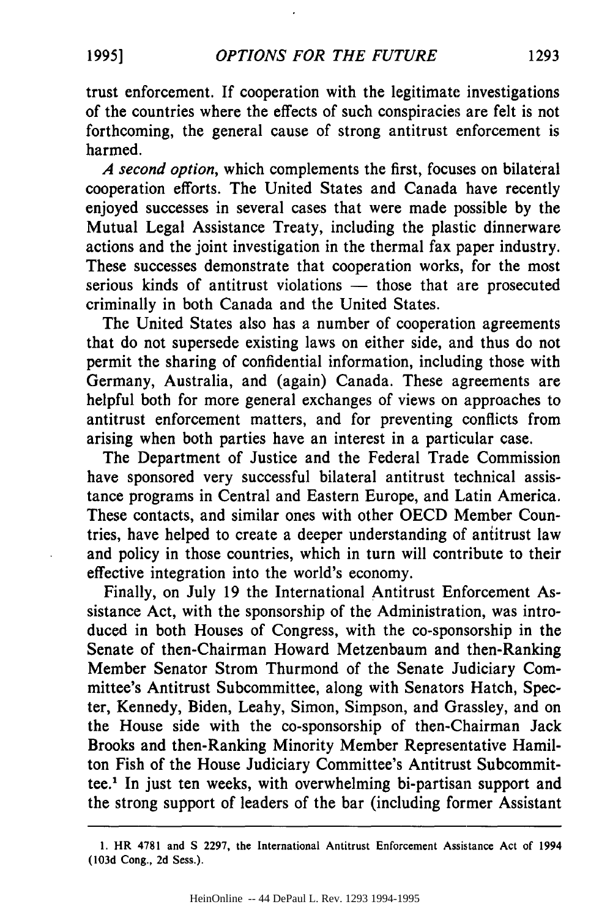trust enforcement. If cooperation with the legitimate investigations of the countries where the effects of such conspiracies are felt is not forthcoming, the general cause of strong antitrust enforcement is harmed.

*A second option*, which complements the first, focuses on bilateral cooperation efforts. The United States and Canada have recently enjoyed successes in several cases that were made possible by the Mutual Legal Assistance Treaty, including the plastic dinnerware actions and the joint investigation in the thermal fax paper industry. These successes demonstrate that cooperation works, for the most serious kinds of antitrust violations — those that are prosecuted criminally in both Canada and the United States.

The United States also has a number of cooperation agreements that do not supersede existing laws on either side, and thus do not permit the sharing of confidential information, including those with Germany, Australia, and (again) Canada. These agreements are helpful both for more general exchanges of views on approaches to antitrust enforcement matters, and for preventing conflicts from arising when both parties have an interest in a particular case.

The Department of Justice and the Federal Trade Commission have sponsored very successful bilateral antitrust technical assistance programs in Central and Eastern Europe, and Latin America. These contacts, and similar ones with other OECD Member Countries, have helped to create a deeper understanding of antitrust law and policy in those countries, which in turn will contribute to their effective integration into the world's economy.

Finally, on July 19 the International Antitrust Enforcement Assistance Act, with the sponsorship of the Administration, was introduced in both Houses of Congress, with the co-sponsorship in the Senate of then-Chairman Howard Metzenbaum and then-Ranking Member Senator Strom Thurmond of the Senate Judiciary Committee's Antitrust Subcommittee, along with Senators Hatch, Specter, Kennedy, Biden, Leahy, Simon, Simpson, and Grassley, and on the House side with the co-sponsorship of then-Chairman Jack Brooks and then-Ranking Minority Member Representative Hamilton Fish of the House Judiciary Committee's Antitrust Subcommittee.[1] In just ten weeks, with overwhelming bi-partisan support and the strong support of leaders of the bar (including former Assistant

1. HR 4781 and S 2297, the International Antitrust Enforcement Assistance Act of 1994 (103d Cong., 2d Sess.).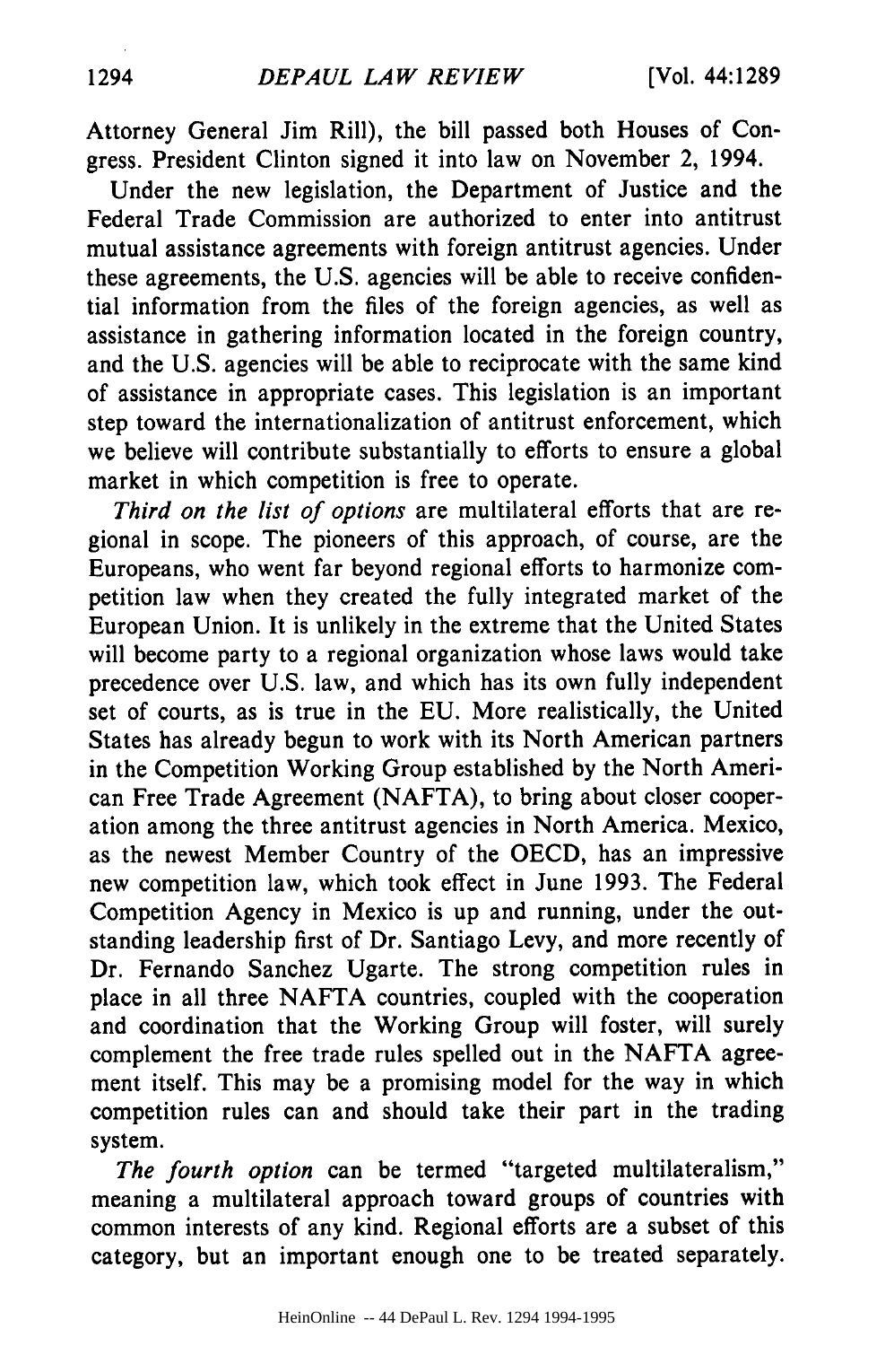Attorney General Jim Rill), the bill passed both Houses of Congress. President Clinton signed it into law on November 2, 1994.

Under the new legislation, the Department of Justice and the Federal Trade Commission are authorized to enter into antitrust mutual assistance agreements with foreign antitrust agencies. Under these agreements, the U.S. agencies will be able to receive confidential information from the files of the foreign agencies, as well as assistance in gathering information located in the foreign country, and the U.S. agencies will be able to reciprocate with the same kind of assistance in appropriate cases. This legislation is an important step toward the internationalization of antitrust enforcement, which we believe will contribute substantially to efforts to ensure a global market in which competition is free to operate.

*Third on the list of options* are multilateral efforts that are regional in scope. The pioneers of this approach, of course, are the Europeans, who went far beyond regional efforts to harmonize competition law when they created the fully integrated market of the European Union. It is unlikely in the extreme that the United States will become party to a regional organization whose laws would take precedence over U.S. law, and which has its own fully independent set of courts, as is true in the EU. More realistically, the United States has already begun to work with its North American partners in the Competition Working Group established by the North American Free Trade Agreement (NAFTA), to bring about closer cooperation among the three antitrust agencies in North America. Mexico, as the newest Member Country of the OECD, has an impressive new competition law, which took effect in June 1993. The Federal Competition Agency in Mexico is up and running, under the outstanding leadership first of Dr. Santiago Levy, and more recently of Dr. Fernando Sanchez Ugarte. The strong competition rules in place in all three NAFTA countries, coupled with the cooperation and coordination that the Working Group will foster, will surely complement the free trade rules spelled out in the NAFTA agreement itself. This may be a promising model for the way in which competition rules can and should take their part in the trading system.

*The fourth option* can be termed "targeted multilateralism," meaning a multilateral approach toward groups of countries with common interests of any kind. Regional efforts are a subset of this category, but an important enough one to be treated separately.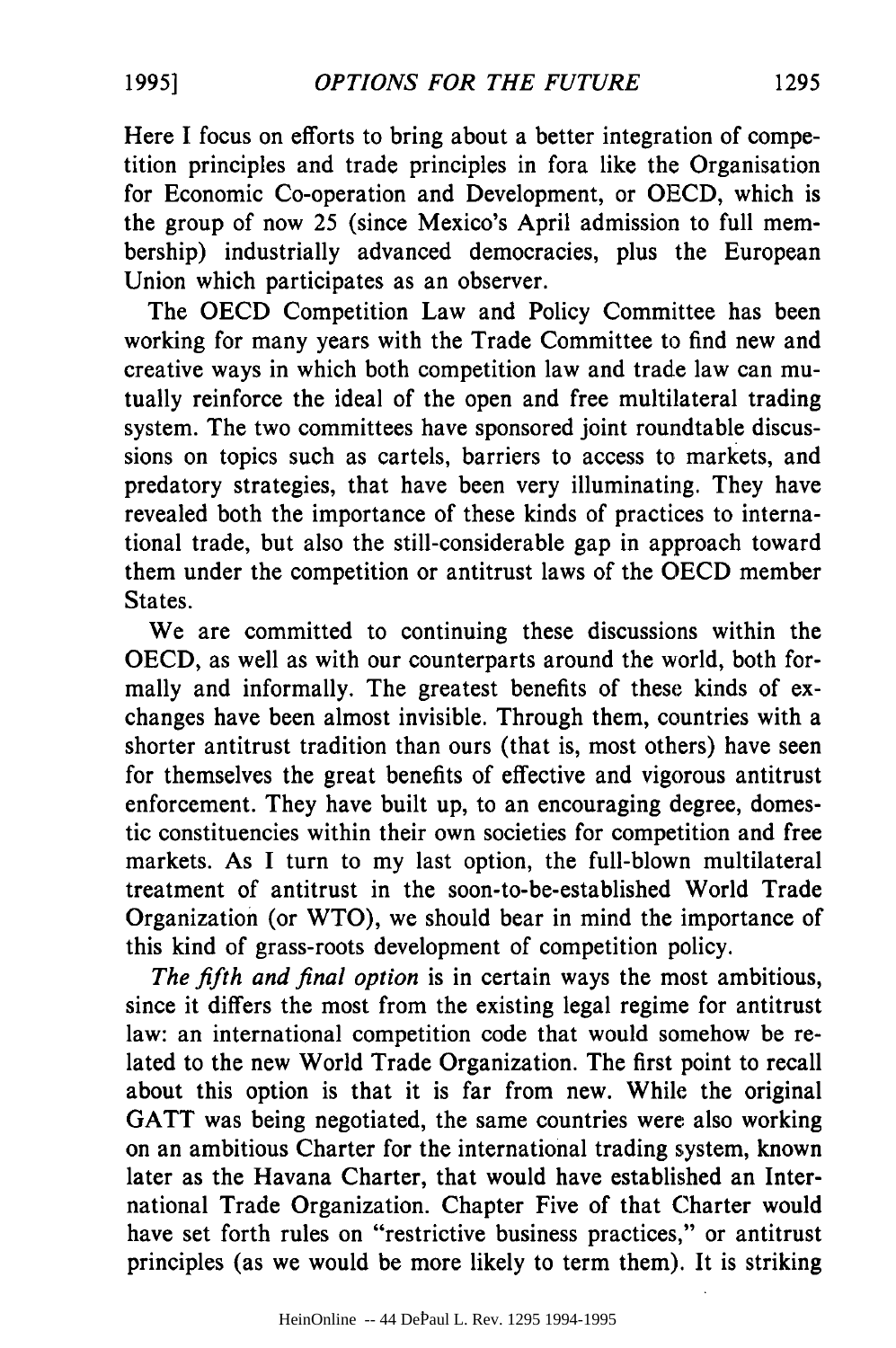Here I focus on efforts to bring about a better integration of competition principles and trade principles in fora like the Organisation for Economic Co-operation and Development, or OECD, which is the group of now 25 (since Mexico's April admission to full membership) industrially advanced democracies, plus the European Union which participates as an observer.

The OECD Competition Law and Policy Committee has been working for many years with the Trade Committee to find new and creative ways in which both competition law and trade law can mutually reinforce the ideal of the open and free multilateral trading system. The two committees have sponsored joint roundtable discussions on topics such as cartels, barriers to access to markets, and predatory strategies, that have been very illuminating. They have revealed both the importance of these kinds of practices to international trade, but also the still-considerable gap in approach toward them under the competition or antitrust laws of the OECD member States.

We are committed to continuing these discussions within the OECD, as well as with our counterparts around the world, both formally and informally. The greatest benefits of these kinds of exchanges have been almost invisible. Through them, countries with a shorter antitrust tradition than ours (that is, most others) have seen for themselves the great benefits of effective and vigorous antitrust enforcement. They have built up, to an encouraging degree, domestic constituencies within their own societies for competition and free markets. As I turn to my last option, the full-blown multilateral treatment of antitrust in the soon-to-be-established World Trade Organization (or WTO), we should bear in mind the importance of this kind of grass-roots development of competition policy.

*The fifth and final option* is in certain ways the most ambitious, since it differs the most from the existing legal regime for antitrust law: an international competition code that would somehow be related to the new World Trade Organization. The first point to recall about this option is that it is far from new. While the original GATT was being negotiated, the same countries were also working on an ambitious Charter for the international trading system, known later as the Havana Charter, that would have established an International Trade Organization. Chapter Five of that Charter would have set forth rules on "restrictive business practices," or antitrust principles (as we would be more likely to term them). It is striking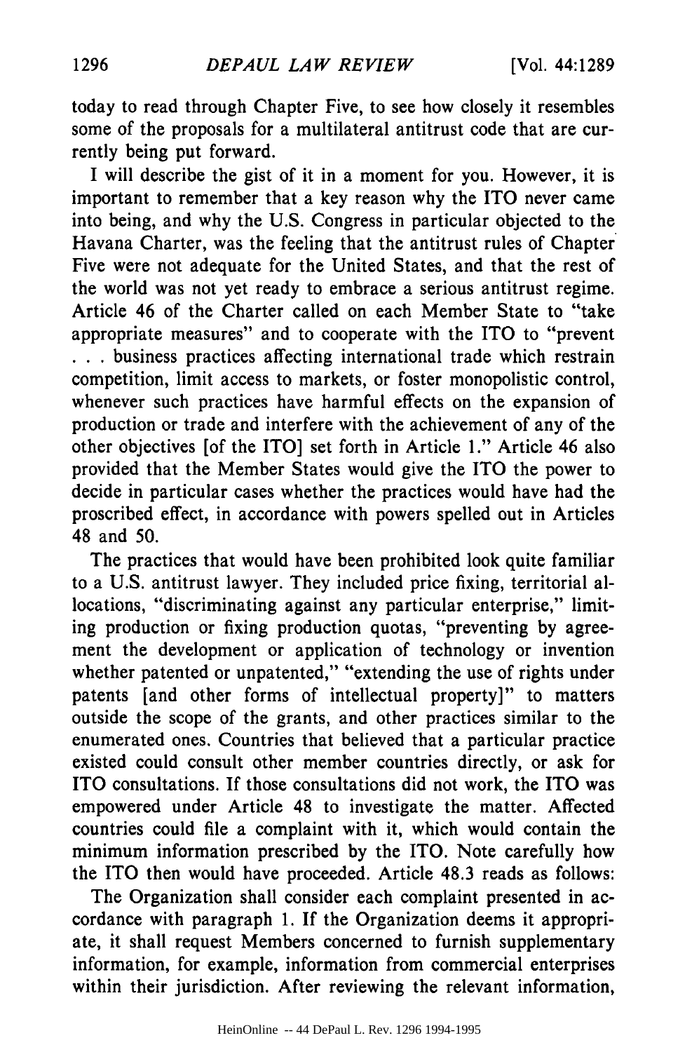today to read through Chapter Five, to see how closely it resembles some of the proposals for a multilateral antitrust code that are currently being put forward.

I will describe the gist of it in a moment for you. However, it is important to remember that a key reason why the ITO never came into being, and why the U.S. Congress in particular objected to the Havana Charter, was the feeling that the antitrust rules of Chapter Five were not adequate for the United States, and that the rest of the world was not yet ready to embrace a serious antitrust regime. Article 46 of the Charter called on each Member State to "take appropriate measures" and to cooperate with the ITO to "prevent . . . business practices affecting international trade which restrain competition, limit access to markets, or foster monopolistic control, whenever such practices have harmful effects on the expansion of production or trade and interfere with the achievement of any of the other objectives [of the ITO] set forth in Article 1." Article 46 also provided that the Member States would give the ITO the power to decide in particular cases whether the practices would have had the proscribed effect, in accordance with powers spelled out in Articles 48 and 50.

The practices that would have been prohibited look quite familiar to a U.S. antitrust lawyer. They included price fixing, territorial allocations, "discriminating against any particular enterprise," limiting production or fixing production quotas, "preventing by agreement the development or application of technology or invention whether patented or unpatented," "extending the use of rights under patents [and other forms of intellectual property]" to matters outside the scope of the grants, and other practices similar to the enumerated ones. Countries that believed that a particular practice existed could consult other member countries directly, or ask for ITO consultations. If those consultations did not work, the ITO was empowered under Article 48 to investigate the matter. Affected countries could file a complaint with it, which would contain the minimum information prescribed by the ITO. Note carefully how the ITO then would have proceeded. Article 48.3 reads as follows:

> The Organization shall consider each complaint presented in accordance with paragraph 1. If the Organization deems it appropriate, it shall request Members concerned to furnish supplementary information, for example, information from commercial enterprises within their jurisdiction. After reviewing the relevant information,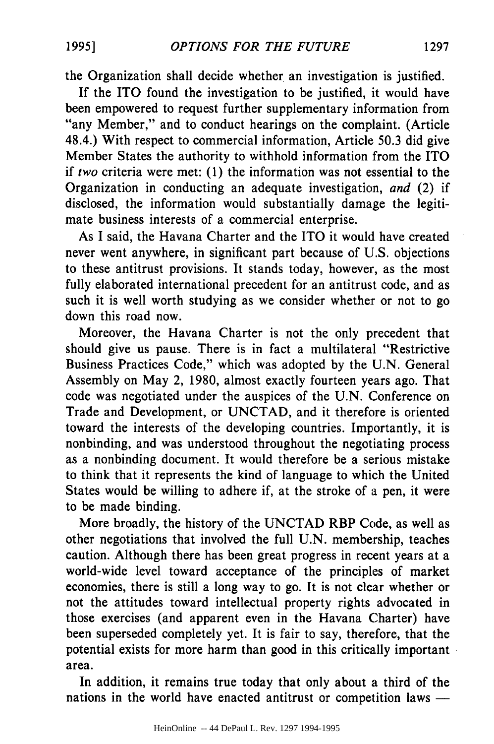the Organization shall decide whether an investigation is justified.

If the ITO found the investigation to be justified, it would have been empowered to request further supplementary information from "any Member," and to conduct hearings on the complaint. (Article 48.4.) With respect to commercial information, Article 50.3 did give Member States the authority to withhold information from the ITO if *two* criteria were met: (1) the information was not essential to the Organization in conducting an adequate investigation, *and* (2) if disclosed, the information would substantially damage the legitimate business interests of a commercial enterprise.

As I said, the Havana Charter and the ITO it would have created never went anywhere, in significant part because of U.S. objections to these antitrust provisions. It stands today, however, as the most fully elaborated international precedent for an antitrust code, and as such it is well worth studying as we consider whether or not to go down this road now.

Moreover, the Havana Charter is not the only precedent that should give us pause. There is in fact a multilateral "Restrictive Business Practices Code," which was adopted by the U.N. General Assembly on May 2, 1980, almost exactly fourteen years ago. That code was negotiated under the auspices of the U.N. Conference on Trade and Development, or UNCTAD, and it therefore is oriented toward the interests of the developing countries. Importantly, it is nonbinding, and was understood throughout the negotiating process as a nonbinding document. It would therefore be a serious mistake to think that it represents the kind of language to which the United States would be willing to adhere if, at the stroke of a pen, it were to be made binding.

More broadly, the history of the UNCTAD RBP Code, as well as other negotiations that involved the full U.N. membership, teaches caution. Although there has been great progress in recent years at a world-wide level toward acceptance of the principles of market economies, there is still a long way to go. It is not clear whether or not the attitudes toward intellectual property rights advocated in those exercises (and apparent even in the Havana Charter) have been superseded completely yet. It is fair to say, therefore, that the potential exists for more harm than good in this critically important area.

In addition, it remains true today that only about a third of the nations in the world have enacted antitrust or competition laws —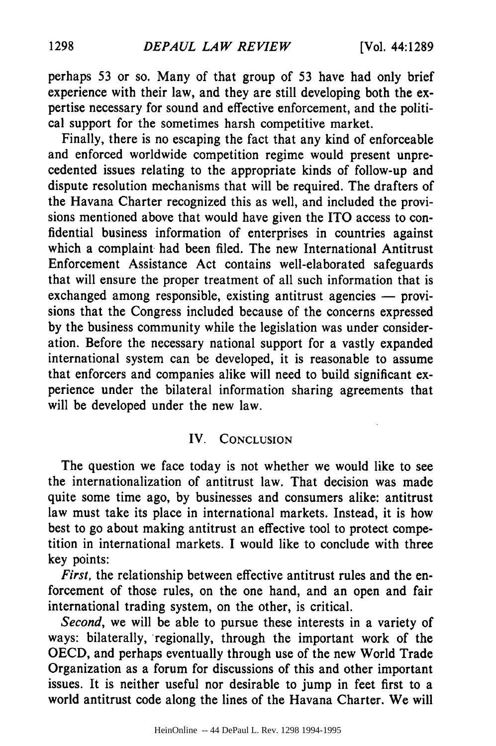perhaps 53 or so. Many of that group of 53 have had only brief experience with their law, and they are still developing both the expertise necessary for sound and effective enforcement, and the political support for the sometimes harsh competitive market.

Finally, there is no escaping the fact that any kind of enforceable and enforced worldwide competition regime would present unprecedented issues relating to the appropriate kinds of follow-up and dispute resolution mechanisms that will be required. The drafters of the Havana Charter recognized this as well, and included the provisions mentioned above that would have given the ITO access to confidential business information of enterprises in countries against which a complaint had been filed. The new International Antitrust Enforcement Assistance Act contains well-elaborated safeguards that will ensure the proper treatment of all such information that is exchanged among responsible, existing antitrust agencies — provisions that the Congress included because of the concerns expressed by the business community while the legislation was under consideration. Before the necessary national support for a vastly expanded international system can be developed, it is reasonable to assume that enforcers and companies alike will need to build significant experience under the bilateral information sharing agreements that will be developed under the new law.

## IV. Conclusion

The question we face today is not whether we would like to see the internationalization of antitrust law. That decision was made quite some time ago, by businesses and consumers alike: antitrust law must take its place in international markets. Instead, it is how best to go about making antitrust an effective tool to protect competition in international markets. I would like to conclude with three key points:

*First*, the relationship between effective antitrust rules and the enforcement of those rules, on the one hand, and an open and fair international trading system, on the other, is critical.

*Second*, we will be able to pursue these interests in a variety of ways: bilaterally, regionally, through the important work of the OECD, and perhaps eventually through use of the new World Trade Organization as a forum for discussions of this and other important issues. It is neither useful nor desirable to jump in feet first to a world antitrust code along the lines of the Havana Charter. We will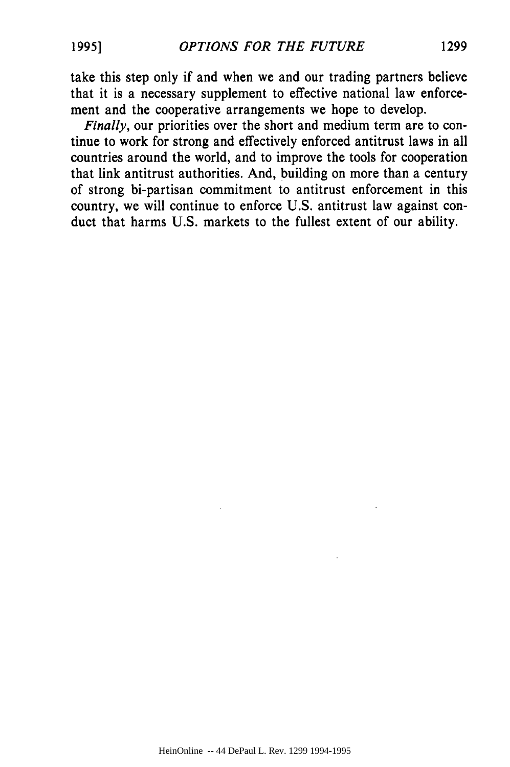take this step only if and when we and our trading partners believe that it is a necessary supplement to effective national law enforcement and the cooperative arrangements we hope to develop.

*Finally*, our priorities over the short and medium term are to continue to work for strong and effectively enforced antitrust laws in all countries around the world, and to improve the tools for cooperation that link antitrust authorities. And, building on more than a century of strong bi-partisan commitment to antitrust enforcement in this country, we will continue to enforce U.S. antitrust law against conduct that harms U.S. markets to the fullest extent of our ability.